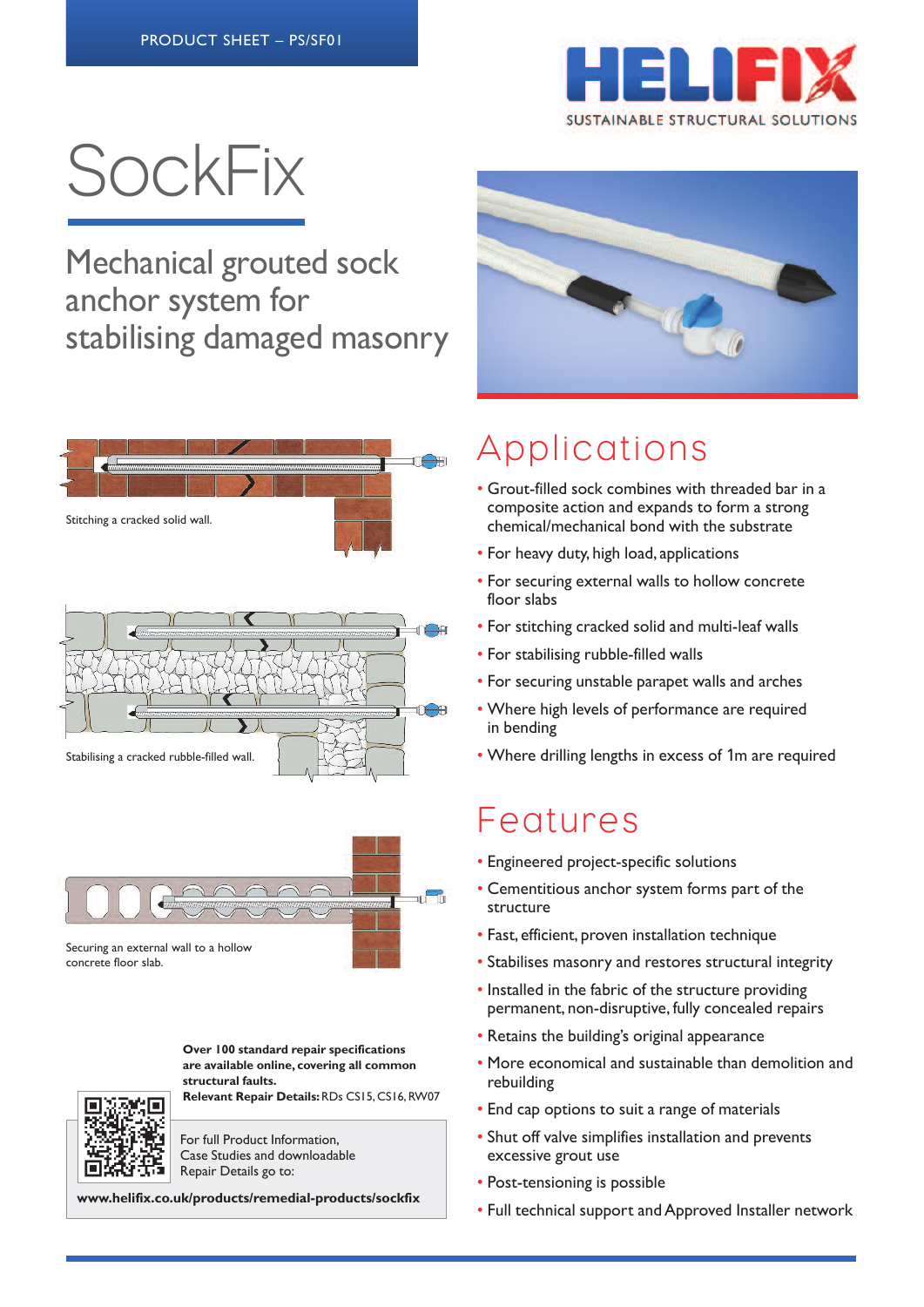PRODUCT SHEET – PS/SF01

HELIFIX
SUSTAINABLE STRUCTURAL SOLUTIONS

# SockFix

## Mechanical grouted sock anchor system for stabilising damaged masonry

Stitching a cracked solid wall.

Stabilising a cracked rubble-filled wall.

Securing an external wall to a hollow concrete floor slab.

## Applications

- Grout-filled sock combines with threaded bar in a composite action and expands to form a strong chemical/mechanical bond with the substrate
- For heavy duty, high load, applications
- For securing external walls to hollow concrete floor slabs
- For stitching cracked solid and multi-leaf walls
- For stabilising rubble-filled walls
- For securing unstable parapet walls and arches
- Where high levels of performance are required in bending
- Where drilling lengths in excess of 1m are required

## Features

- Engineered project-specific solutions
- Cementitious anchor system forms part of the structure
- Fast, efficient, proven installation technique
- Stabilises masonry and restores structural integrity
- Installed in the fabric of the structure providing permanent, non-disruptive, fully concealed repairs
- Retains the building's original appearance
- More economical and sustainable than demolition and rebuilding
- End cap options to suit a range of materials
- Shut off valve simplifies installation and prevents excessive grout use
- Post-tensioning is possible
- Full technical support and Approved Installer network

**Over 100 standard repair specifications are available online, covering all common structural faults.**
**Relevant Repair Details:** RDs CS15, CS16, RW07

For full Product Information, Case Studies and downloadable Repair Details go to:

**www.helifix.co.uk/products/remedial-products/sockfix**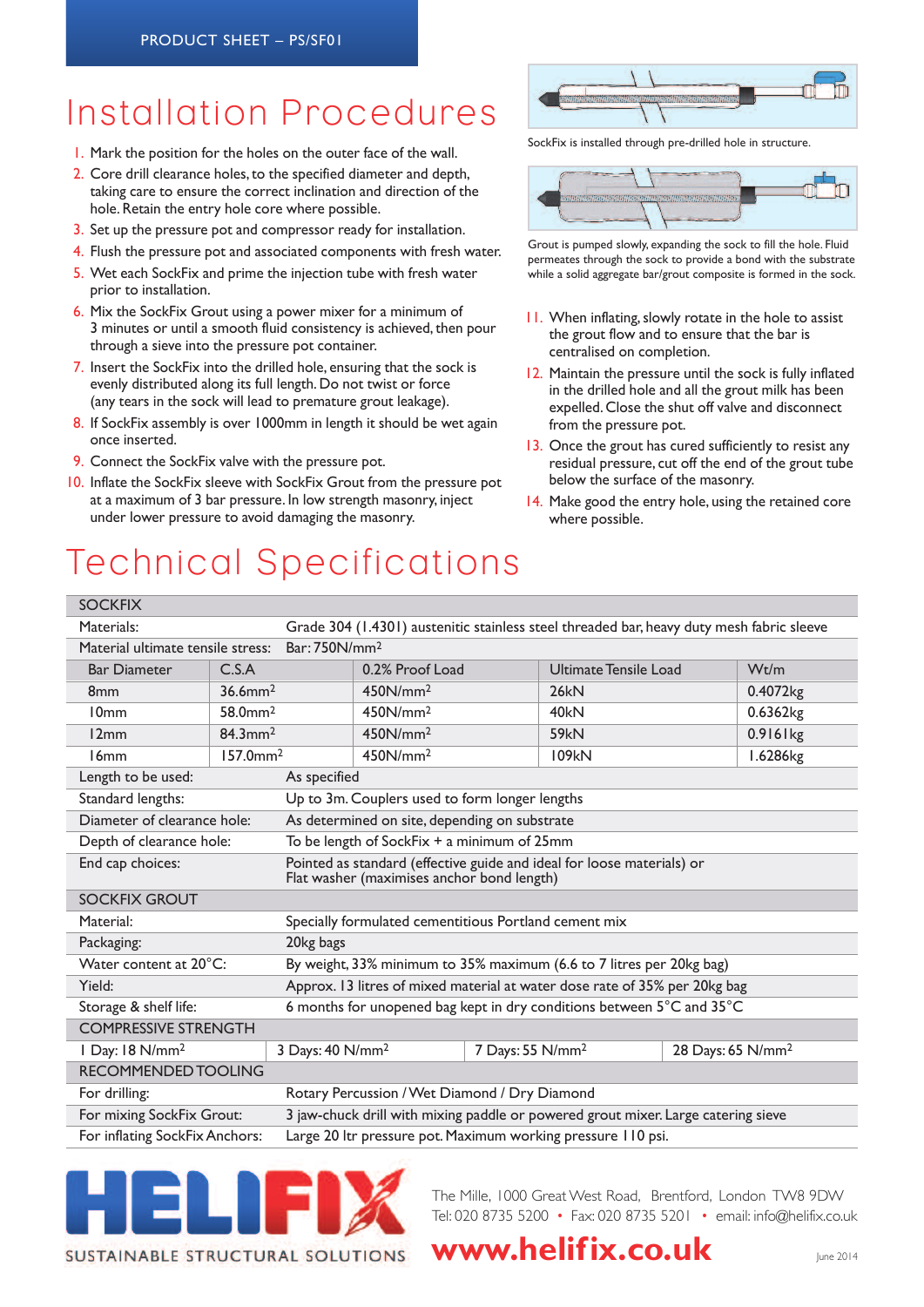# Installation Procedures

1. Mark the position for the holes on the outer face of the wall.
2. Core drill clearance holes, to the specified diameter and depth, taking care to ensure the correct inclination and direction of the hole. Retain the entry hole core where possible.
3. Set up the pressure pot and compressor ready for installation.
4. Flush the pressure pot and associated components with fresh water.
5. Wet each SockFix and prime the injection tube with fresh water prior to installation.
6. Mix the SockFix Grout using a power mixer for a minimum of 3 minutes or until a smooth fluid consistency is achieved, then pour through a sieve into the pressure pot container.
7. Insert the SockFix into the drilled hole, ensuring that the sock is evenly distributed along its full length. Do not twist or force (any tears in the sock will lead to premature grout leakage).
8. If SockFix assembly is over 1000mm in length it should be wet again once inserted.
9. Connect the SockFix valve with the pressure pot.
10. Inflate the SockFix sleeve with SockFix Grout from the pressure pot at a maximum of 3 bar pressure. In low strength masonry, inject under lower pressure to avoid damaging the masonry.

SockFix is installed through pre-drilled hole in structure.

Grout is pumped slowly, expanding the sock to fill the hole. Fluid permeates through the sock to provide a bond with the substrate while a solid aggregate bar/grout composite is formed in the sock.

11. When inflating, slowly rotate in the hole to assist the grout flow and to ensure that the bar is centralised on completion.
12. Maintain the pressure until the sock is fully inflated in the drilled hole and all the grout milk has been expelled. Close the shut off valve and disconnect from the pressure pot.
13. Once the grout has cured sufficiently to resist any residual pressure, cut off the end of the grout tube below the surface of the masonry.
14. Make good the entry hole, using the retained core where possible.

# Technical Specifications

| | | | | |
|---|---|---|---|---|
| **SOCKFIX** | | | | |
| Materials: | Grade 304 (1.4301) austenitic stainless steel threaded bar, heavy duty mesh fabric sleeve | | | |
| Material ultimate tensile stress: | Bar: 750N/mm$^2$ | | | |
| Bar Diameter | C.S.A | 0.2% Proof Load | Ultimate Tensile Load | Wt/m |
| 8mm | 36.6mm$^2$ | 450N/mm$^2$ | 26kN | 0.4072kg |
| 10mm | 58.0mm$^2$ | 450N/mm$^2$ | 40kN | 0.6362kg |
| 12mm | 84.3mm$^2$ | 450N/mm$^2$ | 59kN | 0.9161kg |
| 16mm | 157.0mm$^2$ | 450N/mm$^2$ | 109kN | 1.6286kg |
| Length to be used: | As specified | | | |
| Standard lengths: | Up to 3m. Couplers used to form longer lengths | | | |
| Diameter of clearance hole: | As determined on site, depending on substrate | | | |
| Depth of clearance hole: | To be length of SockFix + a minimum of 25mm | | | |
| End cap choices: | Pointed as standard (effective guide and ideal for loose materials) or Flat washer (maximises anchor bond length) | | | |
| **SOCKFIX GROUT** | | | | |
| Material: | Specially formulated cementitious Portland cement mix | | | |
| Packaging: | 20kg bags | | | |
| Water content at 20°C: | By weight, 33% minimum to 35% maximum (6.6 to 7 litres per 20kg bag) | | | |
| Yield: | Approx. 13 litres of mixed material at water dose rate of 35% per 20kg bag | | | |
| Storage & shelf life: | 6 months for unopened bag kept in dry conditions between 5°C and 35°C | | | |
| **COMPRESSIVE STRENGTH** | | | | |
| 1 Day: 18 N/mm$^2$ | 3 Days: 40 N/mm$^2$ | 7 Days: 55 N/mm$^2$ | 28 Days: 65 N/mm$^2$ | |
| **RECOMMENDED TOOLING** | | | | |
| For drilling: | Rotary Percussion / Wet Diamond / Dry Diamond | | | |
| For mixing SockFix Grout: | 3 jaw-chuck drill with mixing paddle or powered grout mixer. Large catering sieve | | | |
| For inflating SockFix Anchors: | Large 20 ltr pressure pot. Maximum working pressure 110 psi. | | | |

HELIFIX
SUSTAINABLE STRUCTURAL SOLUTIONS

The Mille, 1000 Great West Road, Brentford, London TW8 9DW
Tel: 020 8735 5200 • Fax: 020 8735 5201 • email: info@helifix.co.uk

**www.helifix.co.uk**

June 2014